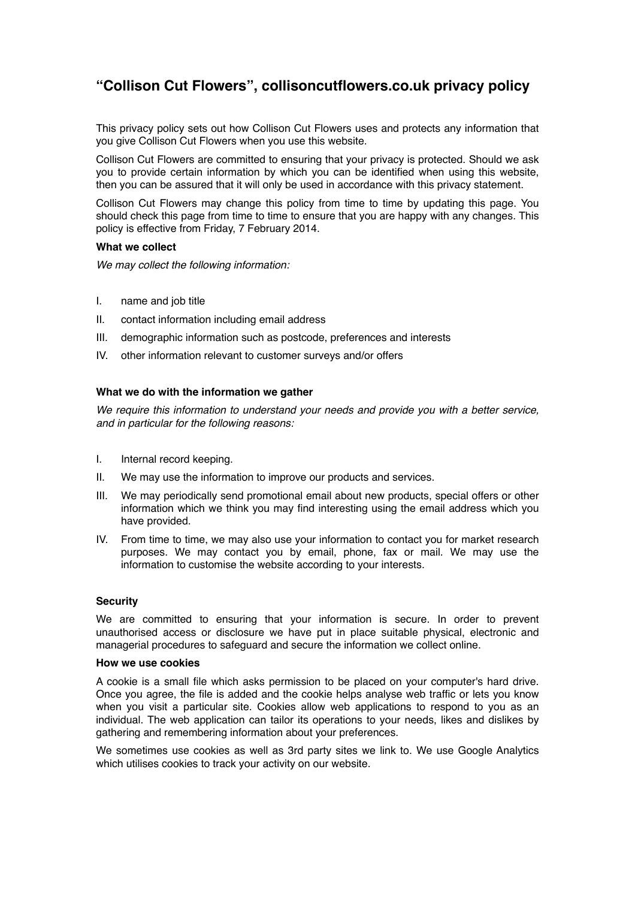# “Collison Cut Flowers”, collisoncutflowers.co.uk privacy policy

This privacy policy sets out how Collison Cut Flowers uses and protects any information that you give Collison Cut Flowers when you use this website.

Collison Cut Flowers are committed to ensuring that your privacy is protected. Should we ask you to provide certain information by which you can be identified when using this website, then you can be assured that it will only be used in accordance with this privacy statement.

Collison Cut Flowers may change this policy from time to time by updating this page. You should check this page from time to time to ensure that you are happy with any changes. This policy is effective from Friday, 7 February 2014.

**What we collect**

*We may collect the following information:*

I. name and job title

II. contact information including email address

III. demographic information such as postcode, preferences and interests

IV. other information relevant to customer surveys and/or offers

**What we do with the information we gather**

*We require this information to understand your needs and provide you with a better service, and in particular for the following reasons:*

I. Internal record keeping.

II. We may use the information to improve our products and services.

III. We may periodically send promotional email about new products, special offers or other information which we think you may find interesting using the email address which you have provided.

IV. From time to time, we may also use your information to contact you for market research purposes. We may contact you by email, phone, fax or mail. We may use the information to customise the website according to your interests.

**Security**

We are committed to ensuring that your information is secure. In order to prevent unauthorised access or disclosure we have put in place suitable physical, electronic and managerial procedures to safeguard and secure the information we collect online.

**How we use cookies**

A cookie is a small file which asks permission to be placed on your computer's hard drive. Once you agree, the file is added and the cookie helps analyse web traffic or lets you know when you visit a particular site. Cookies allow web applications to respond to you as an individual. The web application can tailor its operations to your needs, likes and dislikes by gathering and remembering information about your preferences.

We sometimes use cookies as well as 3rd party sites we link to. We use Google Analytics which utilises cookies to track your activity on our website.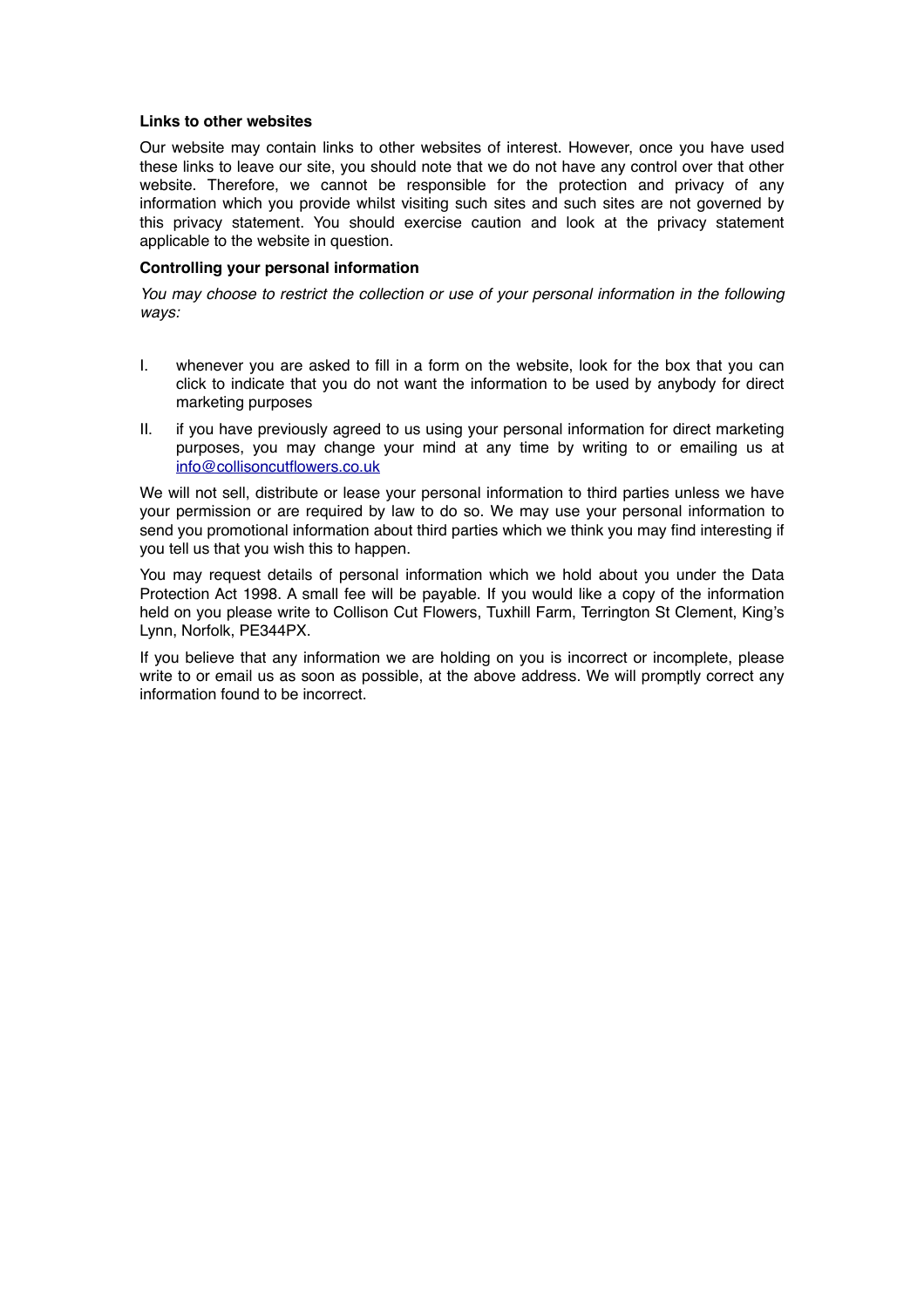**Links to other websites**

Our website may contain links to other websites of interest. However, once you have used these links to leave our site, you should note that we do not have any control over that other website. Therefore, we cannot be responsible for the protection and privacy of any information which you provide whilst visiting such sites and such sites are not governed by this privacy statement. You should exercise caution and look at the privacy statement applicable to the website in question.

**Controlling your personal information**

*You may choose to restrict the collection or use of your personal information in the following ways:*

I. whenever you are asked to fill in a form on the website, look for the box that you can click to indicate that you do not want the information to be used by anybody for direct marketing purposes

II. if you have previously agreed to us using your personal information for direct marketing purposes, you may change your mind at any time by writing to or emailing us at info@collisoncutflowers.co.uk

We will not sell, distribute or lease your personal information to third parties unless we have your permission or are required by law to do so. We may use your personal information to send you promotional information about third parties which we think you may find interesting if you tell us that you wish this to happen.

You may request details of personal information which we hold about you under the Data Protection Act 1998. A small fee will be payable. If you would like a copy of the information held on you please write to Collison Cut Flowers, Tuxhill Farm, Terrington St Clement, King's Lynn, Norfolk, PE344PX.

If you believe that any information we are holding on you is incorrect or incomplete, please write to or email us as soon as possible, at the above address. We will promptly correct any information found to be incorrect.